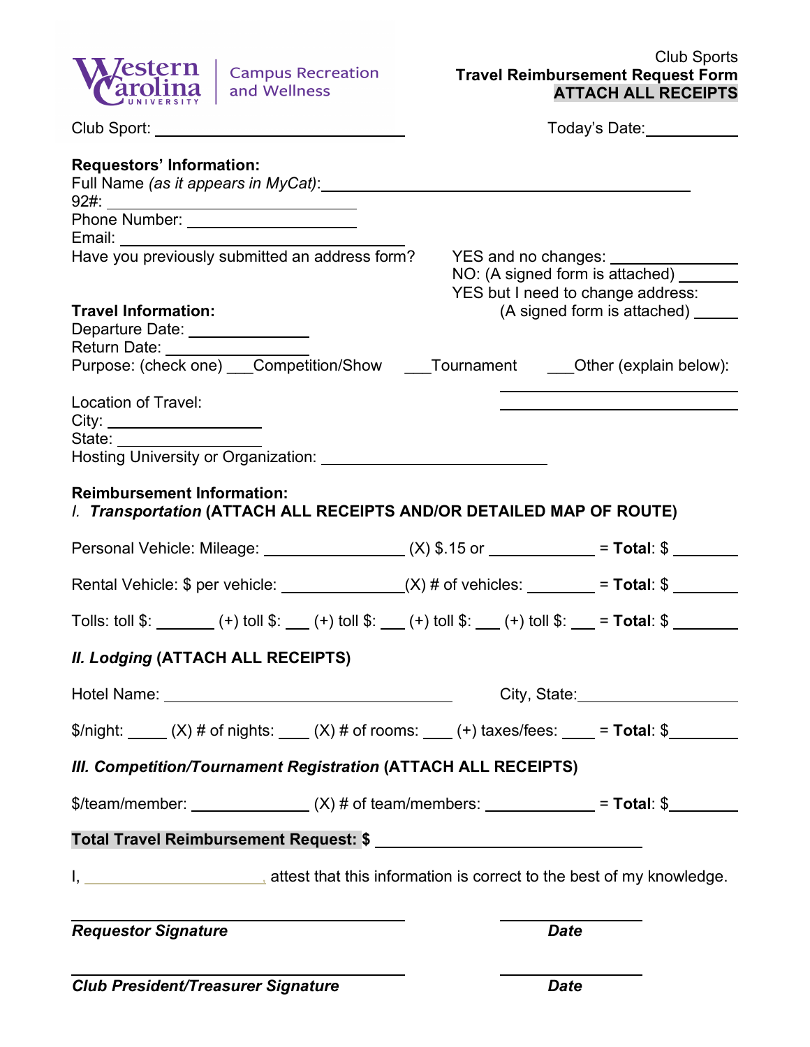Western Carolina University | Campus Recreation and Wellness

Club Sports
**Travel Reimbursement Request Form**
**ATTACH ALL RECEIPTS**

Club Sport: ____________________ Today's Date: __________

**Requestors' Information:**

Full Name *(as it appears in MyCat)*: ______________________________

92#: ____________________

Phone Number: ____________________

Email: ____________________

Have you previously submitted an address form?

- YES and no changes: ________
- NO: (A signed form is attached) ________
- YES but I need to change address: (A signed form is attached) ________

**Travel Information:**

Departure Date: __________

Return Date: __________

Purpose: (check one) ___Competition/Show ___Tournament ___Other (explain below):

____________________

____________________

Location of Travel:

City: __________

State: __________

Hosting University or Organization: ____________________

**Reimbursement Information:**

*I.* ***Transportation*** **(ATTACH ALL RECEIPTS AND/OR DETAILED MAP OF ROUTE)**

Personal Vehicle: Mileage: __________ (X) $.15 or __________ = **Total**: $ ______

Rental Vehicle: $ per vehicle: __________(X) # of vehicles: ______ = **Total**: $ ______

Tolls: toll $: _____ (+) toll $: ___ (+) toll $: ___ (+) toll $: ___ (+) toll $: ___ = **Total**: $ ______

***II. Lodging*** **(ATTACH ALL RECEIPTS)**

Hotel Name: ____________________ City, State: ______________

$/night: ____ (X) # of nights: ___ (X) # of rooms: ___ (+) taxes/fees: ___ = **Total**: $______

***III. Competition/Tournament Registration*** **(ATTACH ALL RECEIPTS)**

$/team/member: __________ (X) # of team/members: __________ = **Total**: $______

**Total Travel Reimbursement Request: $** ____________________

I, ________________, attest that this information is correct to the best of my knowledge.

______________________________ ______________

***Requestor Signature*** ***Date***

______________________________ ______________

***Club President/Treasurer Signature*** ***Date***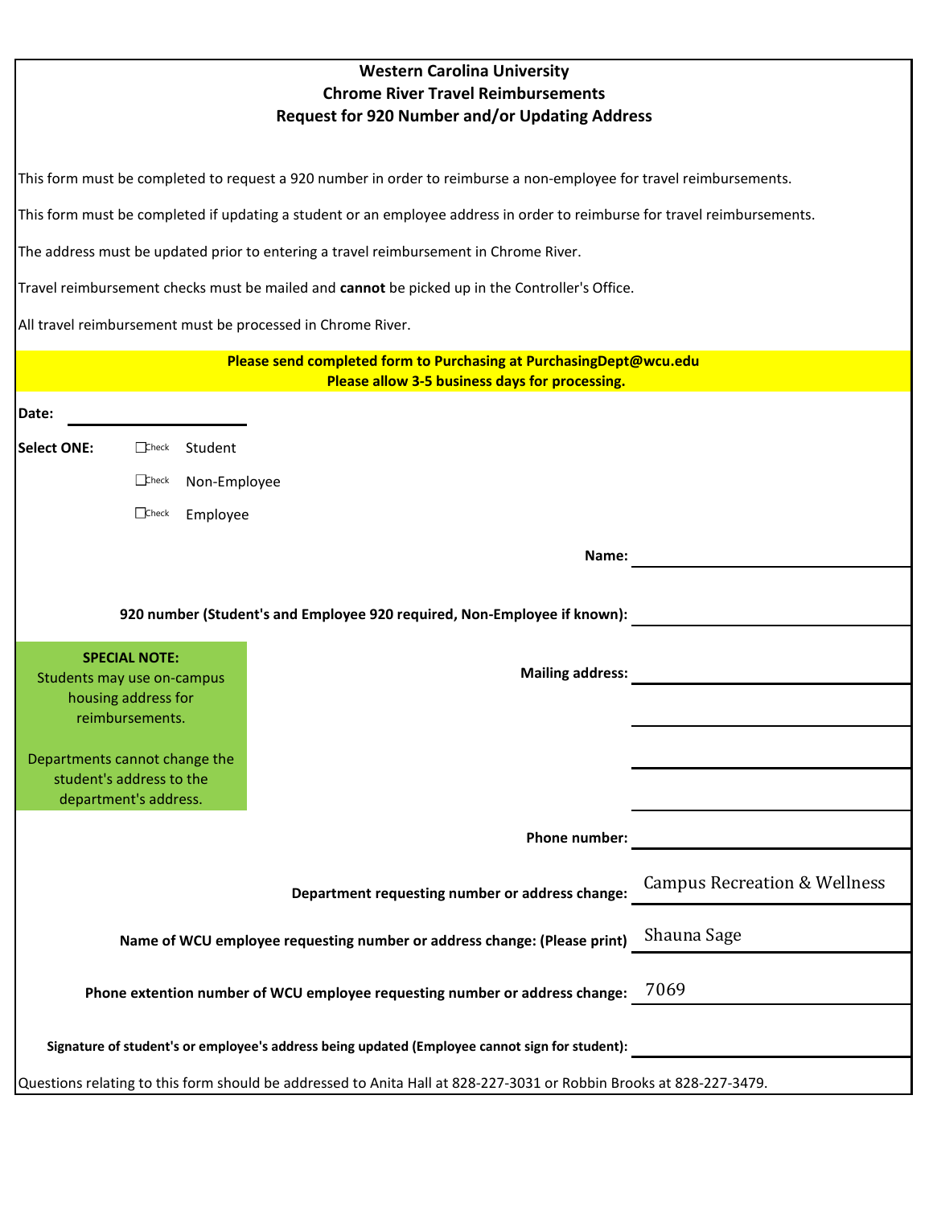# Western Carolina University
## Chrome River Travel Reimbursements
## Request for 920 Number and/or Updating Address

This form must be completed to request a 920 number in order to reimburse a non-employee for travel reimbursements.

This form must be completed if updating a student or an employee address in order to reimburse for travel reimbursements.

The address must be updated prior to entering a travel reimbursement in Chrome River.

Travel reimbursement checks must be mailed and **cannot** be picked up in the Controller's Office.

All travel reimbursement must be processed in Chrome River.

**Please send completed form to Purchasing at PurchasingDept@wcu.edu**
**Please allow 3-5 business days for processing.**

**Date:** ____________________

**Select ONE:**

☐ Student

☐ Non-Employee

☐ Employee

**Name:** ____________________

**920 number (Student's and Employee 920 required, Non-Employee if known):** ____________________

**SPECIAL NOTE:**
Students may use on-campus housing address for reimbursements.

Departments cannot change the student's address to the department's address.

**Mailing address:** ____________________

____________________

____________________

____________________

**Phone number:** ____________________

**Department requesting number or address change:** Campus Recreation & Wellness

**Name of WCU employee requesting number or address change: (Please print)** Shauna Sage

**Phone extention number of WCU employee requesting number or address change:** 7069

**Signature of student's or employee's address being updated (Employee cannot sign for student):** ____________________

Questions relating to this form should be addressed to Anita Hall at 828-227-3031 or Robbin Brooks at 828-227-3479.